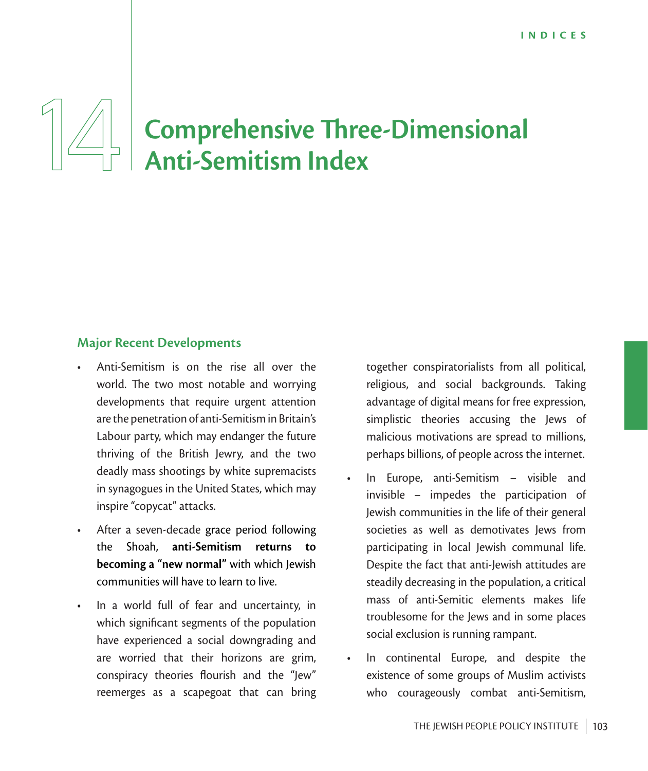# 14 Comprehensive Three-Dimensional Anti-Semitism Index

## Major Recent Developments

- Anti-Semitism is on the rise all over the world. The two most notable and worrying developments that require urgent attention are the penetration of anti-Semitism in Britain's Labour party, which may endanger the future thriving of the British Jewry, and the two deadly mass shootings by white supremacists in synagogues in the United States, which may inspire "copycat" attacks.
- After a seven-decade grace period following the Shoah, **anti-Semitism returns to becoming a "new normal"** with which Jewish communities will have to learn to live.
- In a world full of fear and uncertainty, in which significant segments of the population have experienced a social downgrading and are worried that their horizons are grim, conspiracy theories flourish and the "Jew" reemerges as a scapegoat that can bring together conspiratorialists from all political, religious, and social backgrounds. Taking advantage of digital means for free expression, simplistic theories accusing the Jews of malicious motivations are spread to millions, perhaps billions, of people across the internet.
- In Europe, anti-Semitism – visible and invisible – impedes the participation of Jewish communities in the life of their general societies as well as demotivates Jews from participating in local Jewish communal life. Despite the fact that anti-Jewish attitudes are steadily decreasing in the population, a critical mass of anti-Semitic elements makes life troublesome for the Jews and in some places social exclusion is running rampant.
- In continental Europe, and despite the existence of some groups of Muslim activists who courageously combat anti-Semitism,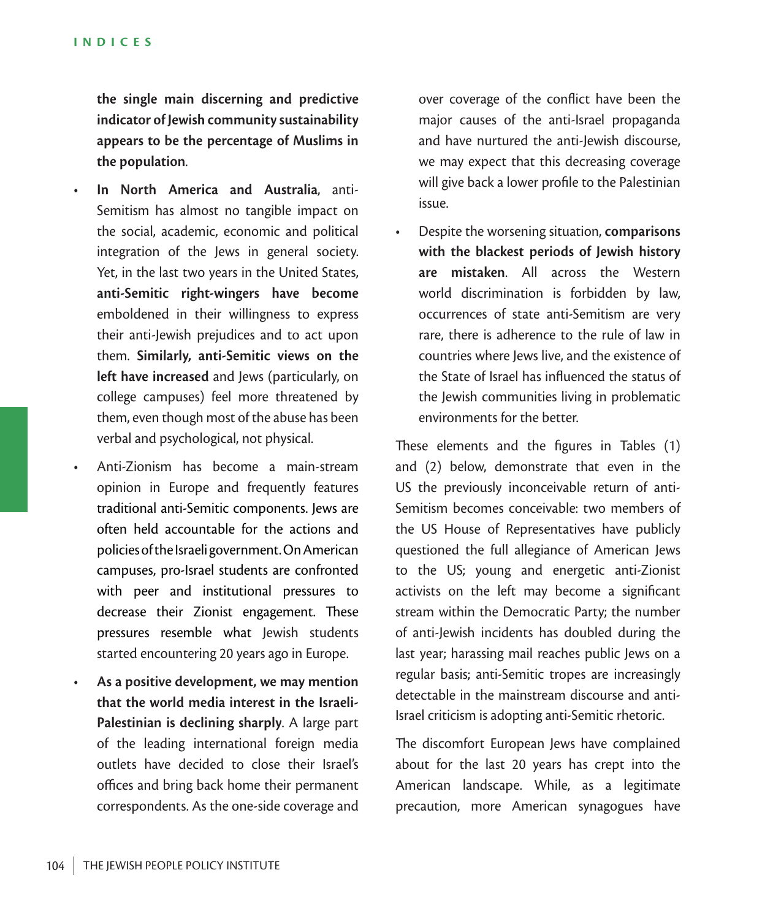**the single main discerning and predictive indicator of Jewish community sustainability appears to be the percentage of Muslims in the population**.

- **In North America and Australia**, anti-Semitism has almost no tangible impact on the social, academic, economic and political integration of the Jews in general society. Yet, in the last two years in the United States, **anti-Semitic right-wingers have become** emboldened in their willingness to express their anti-Jewish prejudices and to act upon them. **Similarly, anti-Semitic views on the left have increased** and Jews (particularly, on college campuses) feel more threatened by them, even though most of the abuse has been verbal and psychological, not physical.
- Anti-Zionism has become a main-stream opinion in Europe and frequently features traditional anti-Semitic components. Jews are often held accountable for the actions and policies of the Israeli government. On American campuses, pro-Israel students are confronted with peer and institutional pressures to decrease their Zionist engagement. These pressures resemble what Jewish students started encountering 20 years ago in Europe.
- **As a positive development, we may mention that the world media interest in the Israeli-Palestinian is declining sharply**. A large part of the leading international foreign media outlets have decided to close their Israel's offices and bring back home their permanent correspondents. As the one-side coverage and over coverage of the conflict have been the major causes of the anti-Israel propaganda and have nurtured the anti-Jewish discourse, we may expect that this decreasing coverage will give back a lower profile to the Palestinian issue.
- Despite the worsening situation, **comparisons with the blackest periods of Jewish history are mistaken**. All across the Western world discrimination is forbidden by law, occurrences of state anti-Semitism are very rare, there is adherence to the rule of law in countries where Jews live, and the existence of the State of Israel has influenced the status of the Jewish communities living in problematic environments for the better.

These elements and the figures in Tables (1) and (2) below, demonstrate that even in the US the previously inconceivable return of anti-Semitism becomes conceivable: two members of the US House of Representatives have publicly questioned the full allegiance of American Jews to the US; young and energetic anti-Zionist activists on the left may become a significant stream within the Democratic Party; the number of anti-Jewish incidents has doubled during the last year; harassing mail reaches public Jews on a regular basis; anti-Semitic tropes are increasingly detectable in the mainstream discourse and anti-Israel criticism is adopting anti-Semitic rhetoric.

The discomfort European Jews have complained about for the last 20 years has crept into the American landscape. While, as a legitimate precaution, more American synagogues have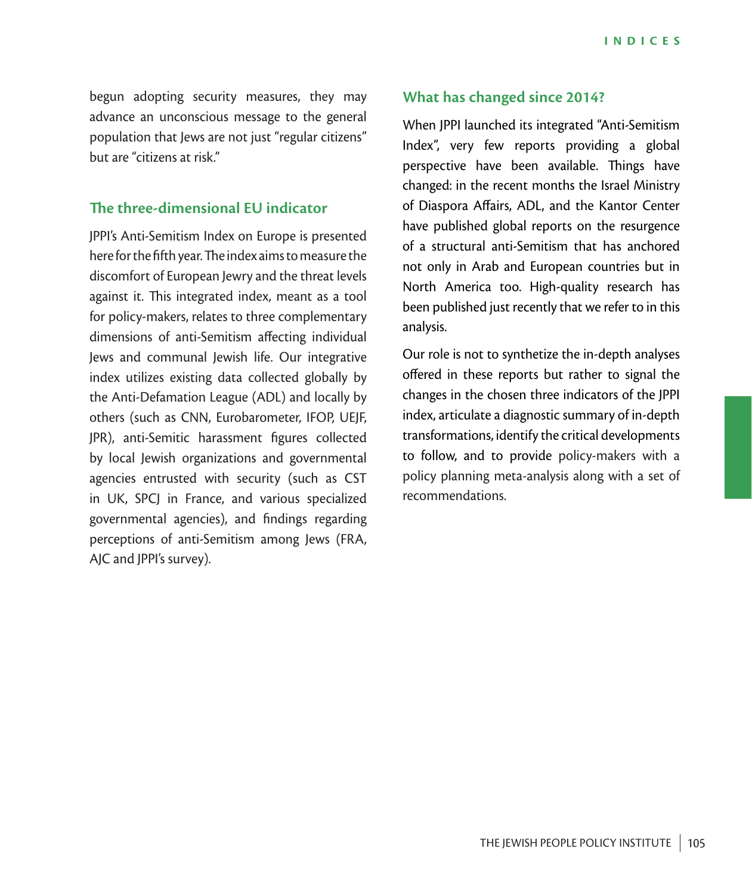begun adopting security measures, they may advance an unconscious message to the general population that Jews are not just "regular citizens" but are "citizens at risk."

## The three-dimensional EU indicator

JPPI's Anti-Semitism Index on Europe is presented here for the fifth year. The index aims to measure the discomfort of European Jewry and the threat levels against it. This integrated index, meant as a tool for policy-makers, relates to three complementary dimensions of anti-Semitism affecting individual Jews and communal Jewish life. Our integrative index utilizes existing data collected globally by the Anti-Defamation League (ADL) and locally by others (such as CNN, Eurobarometer, IFOP, UEJF, JPR), anti-Semitic harassment figures collected by local Jewish organizations and governmental agencies entrusted with security (such as CST in UK, SPCJ in France, and various specialized governmental agencies), and findings regarding perceptions of anti-Semitism among Jews (FRA, AJC and JPPI's survey).

## What has changed since 2014?

When JPPI launched its integrated "Anti-Semitism Index", very few reports providing a global perspective have been available. Things have changed: in the recent months the Israel Ministry of Diaspora Affairs, ADL, and the Kantor Center have published global reports on the resurgence of a structural anti-Semitism that has anchored not only in Arab and European countries but in North America too. High-quality research has been published just recently that we refer to in this analysis.

Our role is not to synthetize the in-depth analyses offered in these reports but rather to signal the changes in the chosen three indicators of the JPPI index, articulate a diagnostic summary of in-depth transformations, identify the critical developments to follow, and to provide policy-makers with a policy planning meta-analysis along with a set of recommendations.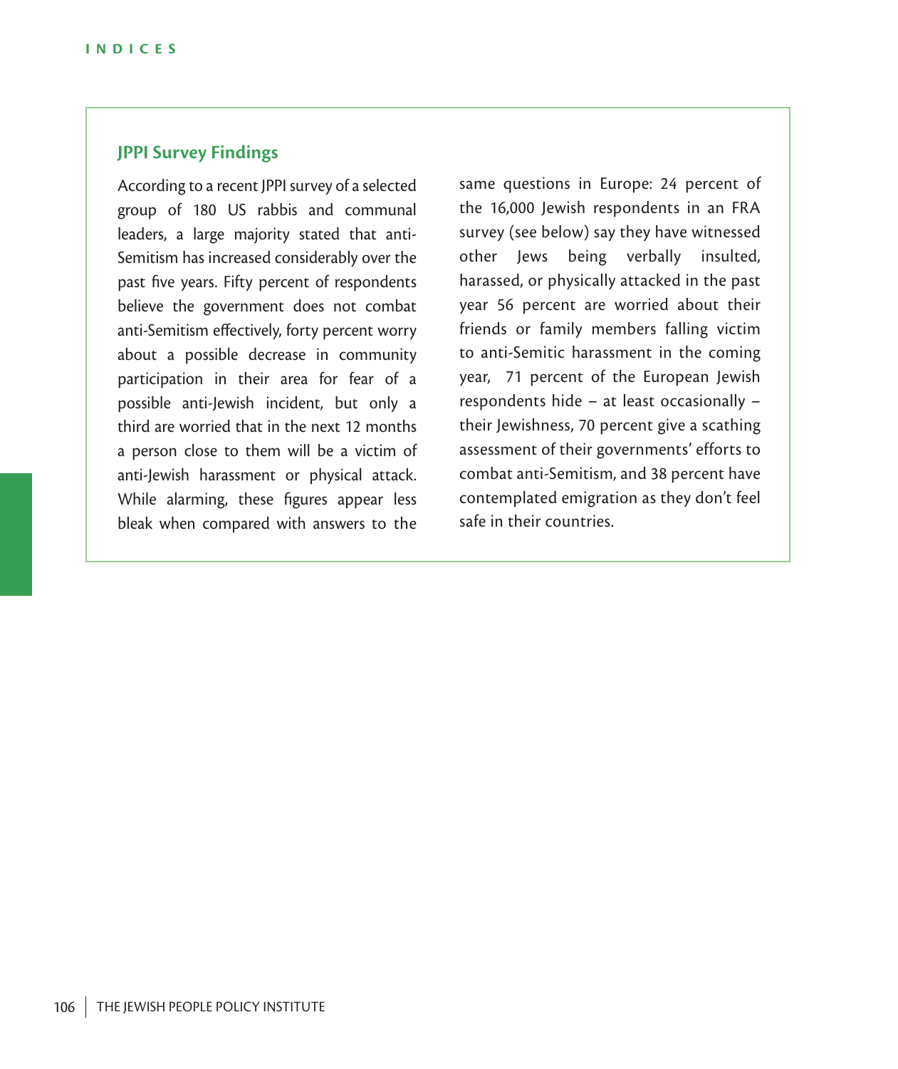### JPPI Survey Findings

According to a recent JPPI survey of a selected group of 180 US rabbis and communal leaders, a large majority stated that anti-Semitism has increased considerably over the past five years. Fifty percent of respondents believe the government does not combat anti-Semitism effectively, forty percent worry about a possible decrease in community participation in their area for fear of a possible anti-Jewish incident, but only a third are worried that in the next 12 months a person close to them will be a victim of anti-Jewish harassment or physical attack. While alarming, these figures appear less bleak when compared with answers to the same questions in Europe: 24 percent of the 16,000 Jewish respondents in an FRA survey (see below) say they have witnessed other Jews being verbally insulted, harassed, or physically attacked in the past year 56 percent are worried about their friends or family members falling victim to anti-Semitic harassment in the coming year, 71 percent of the European Jewish respondents hide – at least occasionally – their Jewishness, 70 percent give a scathing assessment of their governments' efforts to combat anti-Semitism, and 38 percent have contemplated emigration as they don't feel safe in their countries.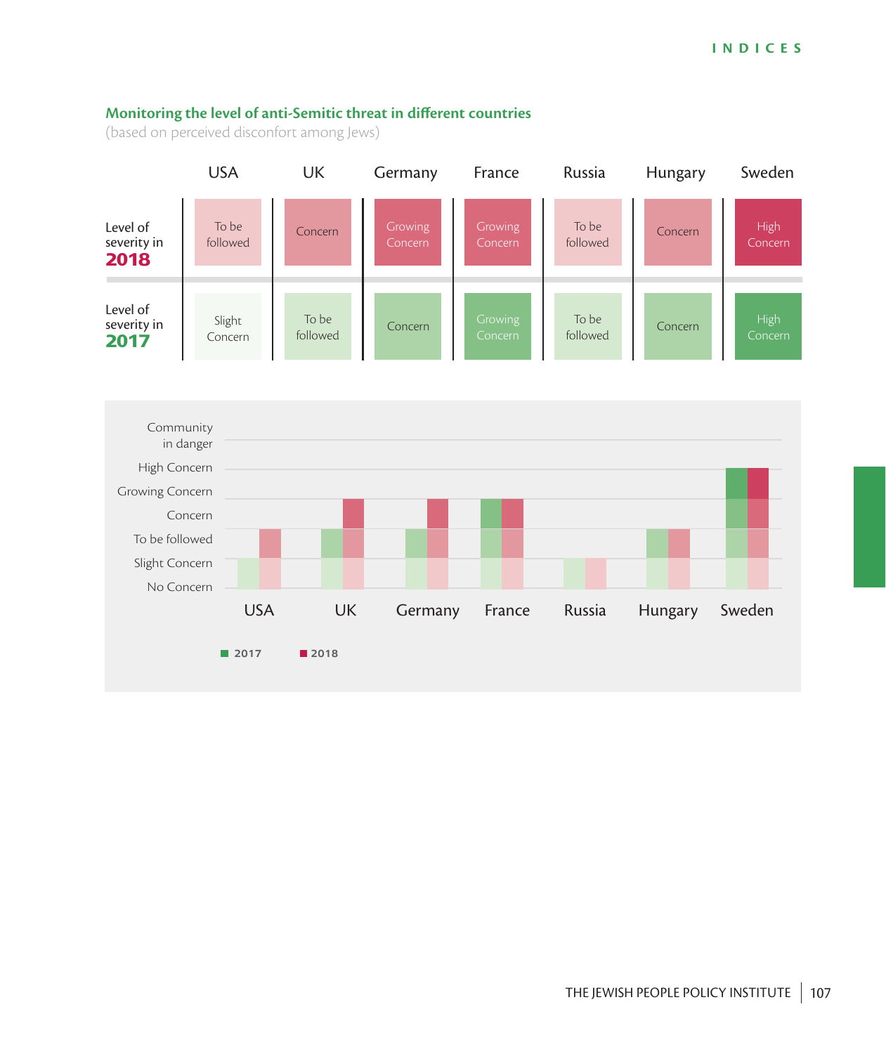**Monitoring the level of anti-Semitic threat in different countries**

(based on perceived disconfort among Jews)

| | USA | UK | Germany | France | Russia | Hungary | Sweden |
|---|---|---|---|---|---|---|---|
| Level of severity in **2018** | To be followed | Concern | Growing Concern | Growing Concern | To be followed | Concern | High Concern |
| Level of severity in **2017** | Slight Concern | To be followed | Concern | Growing Concern | To be followed | Concern | High Concern |

| Country | 2017 | 2018 |
|---|---|---|
| USA | Slight Concern | To be followed |
| UK | To be followed | Concern |
| Germany | Concern | Growing Concern |
| France | Growing Concern | Growing Concern |
| Russia | To be followed | To be followed |
| Hungary | Concern | Concern |
| Sweden | High Concern | High Concern |

Scale: No Concern, Slight Concern, To be followed, Concern, Growing Concern, High Concern, Community in danger

■ 2017 ■ 2018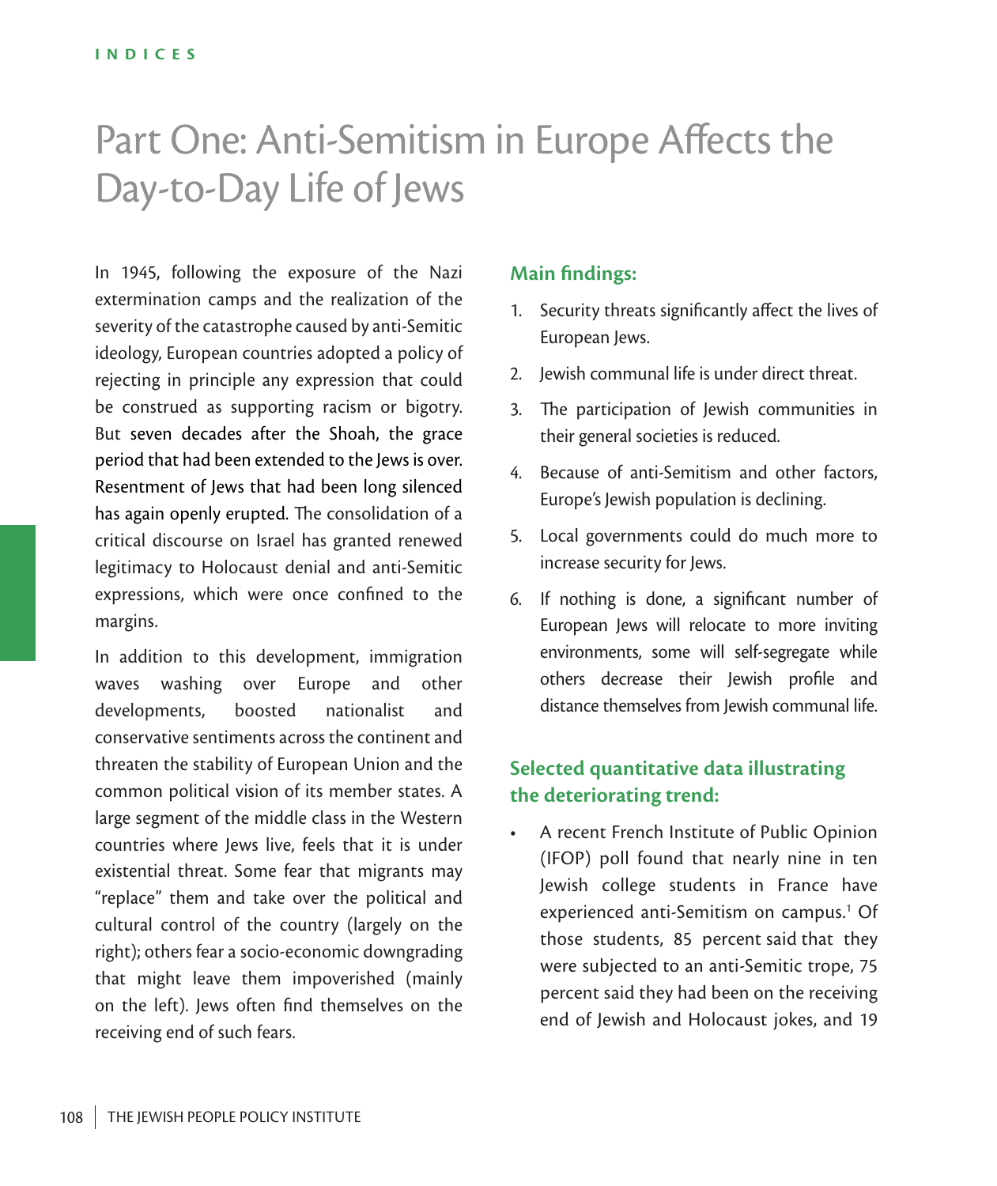# Part One: Anti-Semitism in Europe Affects the Day-to-Day Life of Jews

In 1945, following the exposure of the Nazi extermination camps and the realization of the severity of the catastrophe caused by anti-Semitic ideology, European countries adopted a policy of rejecting in principle any expression that could be construed as supporting racism or bigotry. But seven decades after the Shoah, the grace period that had been extended to the Jews is over. Resentment of Jews that had been long silenced has again openly erupted. The consolidation of a critical discourse on Israel has granted renewed legitimacy to Holocaust denial and anti-Semitic expressions, which were once confined to the margins.

In addition to this development, immigration waves washing over Europe and other developments, boosted nationalist and conservative sentiments across the continent and threaten the stability of European Union and the common political vision of its member states. A large segment of the middle class in the Western countries where Jews live, feels that it is under existential threat. Some fear that migrants may "replace" them and take over the political and cultural control of the country (largely on the right); others fear a socio-economic downgrading that might leave them impoverished (mainly on the left). Jews often find themselves on the receiving end of such fears.

### Main findings:

1. Security threats significantly affect the lives of European Jews.
2. Jewish communal life is under direct threat.
3. The participation of Jewish communities in their general societies is reduced.
4. Because of anti-Semitism and other factors, Europe's Jewish population is declining.
5. Local governments could do much more to increase security for Jews.
6. If nothing is done, a significant number of European Jews will relocate to more inviting environments, some will self-segregate while others decrease their Jewish profile and distance themselves from Jewish communal life.

### Selected quantitative data illustrating the deteriorating trend:

- A recent French Institute of Public Opinion (IFOP) poll found that nearly nine in ten Jewish college students in France have experienced anti-Semitism on campus.[1] Of those students, 85 percent said that they were subjected to an anti-Semitic trope, 75 percent said they had been on the receiving end of Jewish and Holocaust jokes, and 19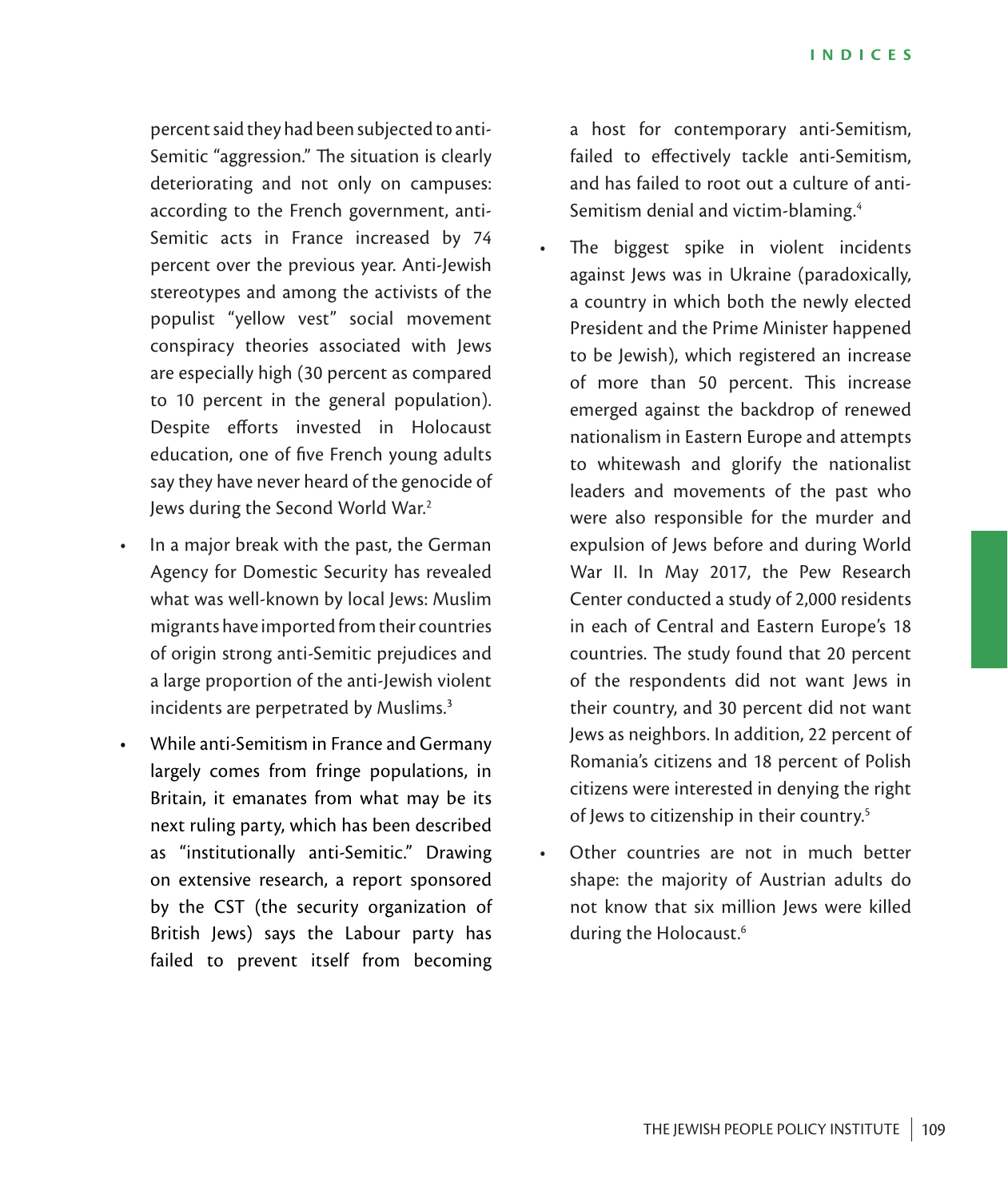percent said they had been subjected to anti-Semitic "aggression." The situation is clearly deteriorating and not only on campuses: according to the French government, anti-Semitic acts in France increased by 74 percent over the previous year. Anti-Jewish stereotypes and among the activists of the populist "yellow vest" social movement conspiracy theories associated with Jews are especially high (30 percent as compared to 10 percent in the general population). Despite efforts invested in Holocaust education, one of five French young adults say they have never heard of the genocide of Jews during the Second World War.[2]

- In a major break with the past, the German Agency for Domestic Security has revealed what was well-known by local Jews: Muslim migrants have imported from their countries of origin strong anti-Semitic prejudices and a large proportion of the anti-Jewish violent incidents are perpetrated by Muslims.[3]
- While anti-Semitism in France and Germany largely comes from fringe populations, in Britain, it emanates from what may be its next ruling party, which has been described as "institutionally anti-Semitic." Drawing on extensive research, a report sponsored by the CST (the security organization of British Jews) says the Labour party has failed to prevent itself from becoming a host for contemporary anti-Semitism, failed to effectively tackle anti-Semitism, and has failed to root out a culture of anti-Semitism denial and victim-blaming.[4]
- The biggest spike in violent incidents against Jews was in Ukraine (paradoxically, a country in which both the newly elected President and the Prime Minister happened to be Jewish), which registered an increase of more than 50 percent. This increase emerged against the backdrop of renewed nationalism in Eastern Europe and attempts to whitewash and glorify the nationalist leaders and movements of the past who were also responsible for the murder and expulsion of Jews before and during World War II. In May 2017, the Pew Research Center conducted a study of 2,000 residents in each of Central and Eastern Europe's 18 countries. The study found that 20 percent of the respondents did not want Jews in their country, and 30 percent did not want Jews as neighbors. In addition, 22 percent of Romania's citizens and 18 percent of Polish citizens were interested in denying the right of Jews to citizenship in their country.[5]
- Other countries are not in much better shape: the majority of Austrian adults do not know that six million Jews were killed during the Holocaust.[6]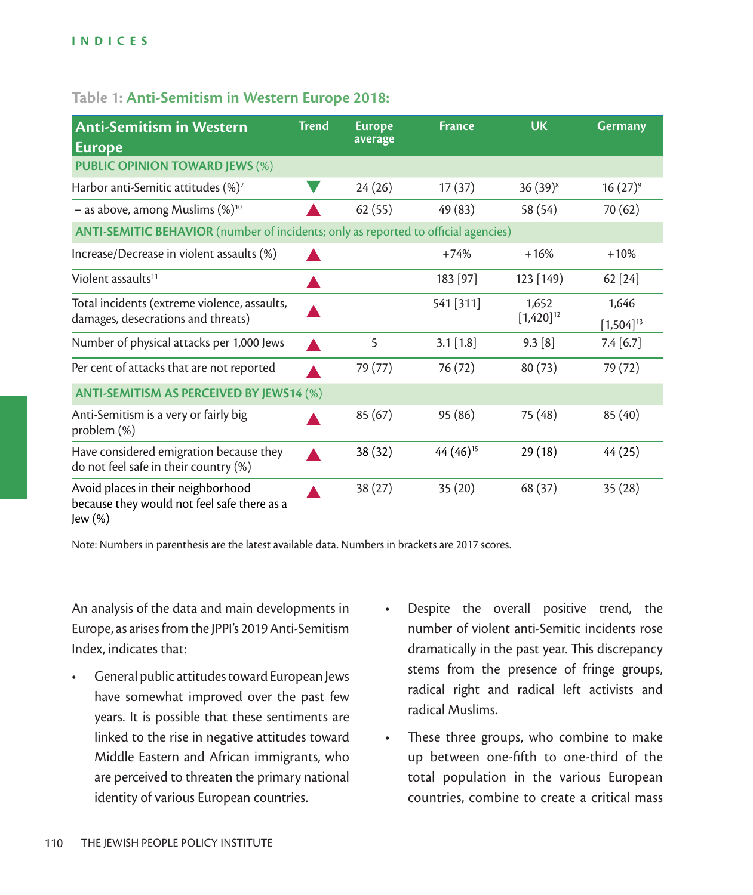INDICES

**Table 1: Anti-Semitism in Western Europe 2018:**

| Anti-Semitism in Western Europe | Trend | Europe average | France | UK | Germany |
|---|---|---|---|---|---|
| **PUBLIC OPINION TOWARD JEWS** (%) | | | | | |
| Harbor anti-Semitic attitudes (%)[7] | ▼ | 24 (26) | 17 (37) | 36 (39)[8] | 16 (27)[9] |
| – as above, among Muslims (%)[10] | ▲ | 62 (55) | 49 (83) | 58 (54) | 70 (62) |
| **ANTI-SEMITIC BEHAVIOR** (number of incidents; only as reported to official agencies) | | | | | |
| Increase/Decrease in violent assaults (%) | ▲ | | +74% | +16% | +10% |
| Violent assaults[11] | ▲ | | 183 [97] | 123 [149] | 62 [24] |
| Total incidents (extreme violence, assaults, damages, desecrations and threats) | ▲ | | 541 [311] | 1,652 [1,420][12] | 1,646 [1,504][13] |
| Number of physical attacks per 1,000 Jews | ▲ | 5 | 3.1 [1.8] | 9.3 [8] | 7.4 [6.7] |
| Per cent of attacks that are not reported | ▲ | 79 (77) | 76 (72) | 80 (73) | 79 (72) |
| **ANTI-SEMITISM AS PERCEIVED BY JEWS14** (%) | | | | | |
| Anti-Semitism is a very or fairly big problem (%) | ▲ | 85 (67) | 95 (86) | 75 (48) | 85 (40) |
| Have considered emigration because they do not feel safe in their country (%) | ▲ | 38 (32) | 44 (46)[15] | 29 (18) | 44 (25) |
| Avoid places in their neighborhood because they would not feel safe there as a Jew (%) | ▲ | 38 (27) | 35 (20) | 68 (37) | 35 (28) |

Note: Numbers in parenthesis are the latest available data. Numbers in brackets are 2017 scores.

An analysis of the data and main developments in Europe, as arises from the JPPI's 2019 Anti-Semitism Index, indicates that:

- General public attitudes toward European Jews have somewhat improved over the past few years. It is possible that these sentiments are linked to the rise in negative attitudes toward Middle Eastern and African immigrants, who are perceived to threaten the primary national identity of various European countries.
- Despite the overall positive trend, the number of violent anti-Semitic incidents rose dramatically in the past year. This discrepancy stems from the presence of fringe groups, radical right and radical left activists and radical Muslims.
- These three groups, who combine to make up between one-fifth to one-third of the total population in the various European countries, combine to create a critical mass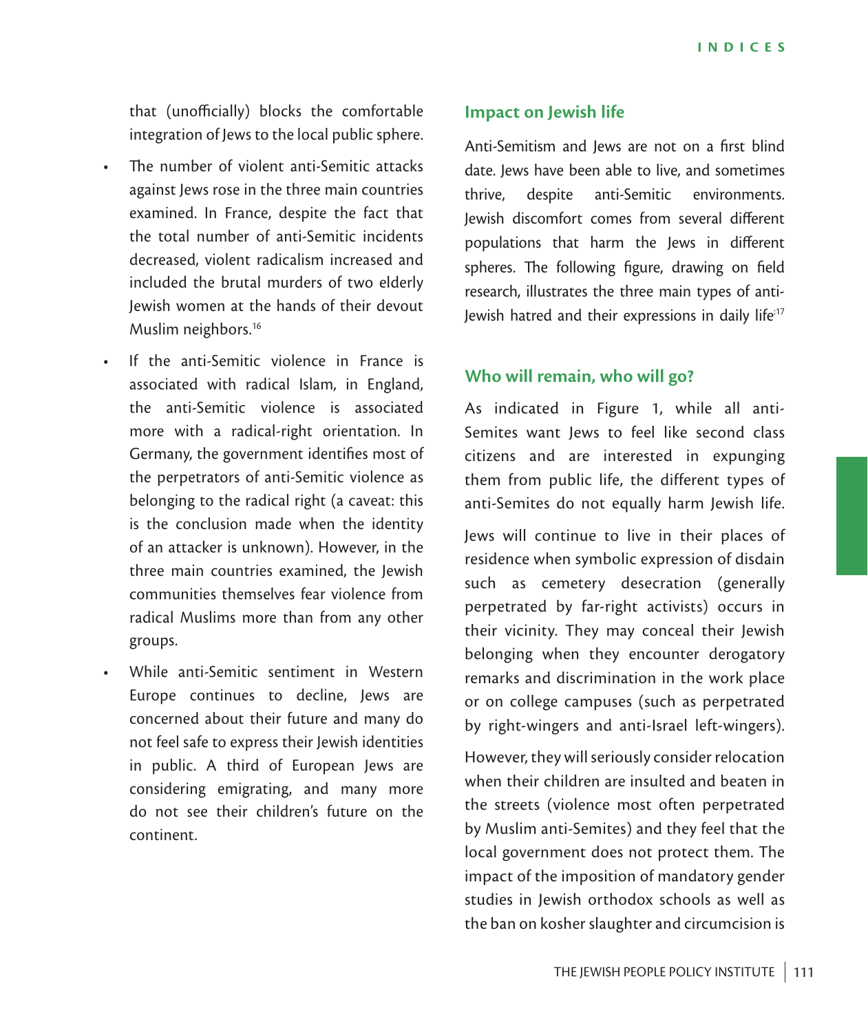that (unofficially) blocks the comfortable integration of Jews to the local public sphere.

- The number of violent anti-Semitic attacks against Jews rose in the three main countries examined. In France, despite the fact that the total number of anti-Semitic incidents decreased, violent radicalism increased and included the brutal murders of two elderly Jewish women at the hands of their devout Muslim neighbors.[16]
- If the anti-Semitic violence in France is associated with radical Islam, in England, the anti-Semitic violence is associated more with a radical-right orientation. In Germany, the government identifies most of the perpetrators of anti-Semitic violence as belonging to the radical right (a caveat: this is the conclusion made when the identity of an attacker is unknown). However, in the three main countries examined, the Jewish communities themselves fear violence from radical Muslims more than from any other groups.
- While anti-Semitic sentiment in Western Europe continues to decline, Jews are concerned about their future and many do not feel safe to express their Jewish identities in public. A third of European Jews are considering emigrating, and many more do not see their children's future on the continent.

## Impact on Jewish life

Anti-Semitism and Jews are not on a first blind date. Jews have been able to live, and sometimes thrive, despite anti-Semitic environments. Jewish discomfort comes from several different populations that harm the Jews in different spheres. The following figure, drawing on field research, illustrates the three main types of anti-Jewish hatred and their expressions in daily life:[17]

## Who will remain, who will go?

As indicated in Figure 1, while all anti-Semites want Jews to feel like second class citizens and are interested in expunging them from public life, the different types of anti-Semites do not equally harm Jewish life.

Jews will continue to live in their places of residence when symbolic expression of disdain such as cemetery desecration (generally perpetrated by far-right activists) occurs in their vicinity. They may conceal their Jewish belonging when they encounter derogatory remarks and discrimination in the work place or on college campuses (such as perpetrated by right-wingers and anti-Israel left-wingers).

However, they will seriously consider relocation when their children are insulted and beaten in the streets (violence most often perpetrated by Muslim anti-Semites) and they feel that the local government does not protect them. The impact of the imposition of mandatory gender studies in Jewish orthodox schools as well as the ban on kosher slaughter and circumcision is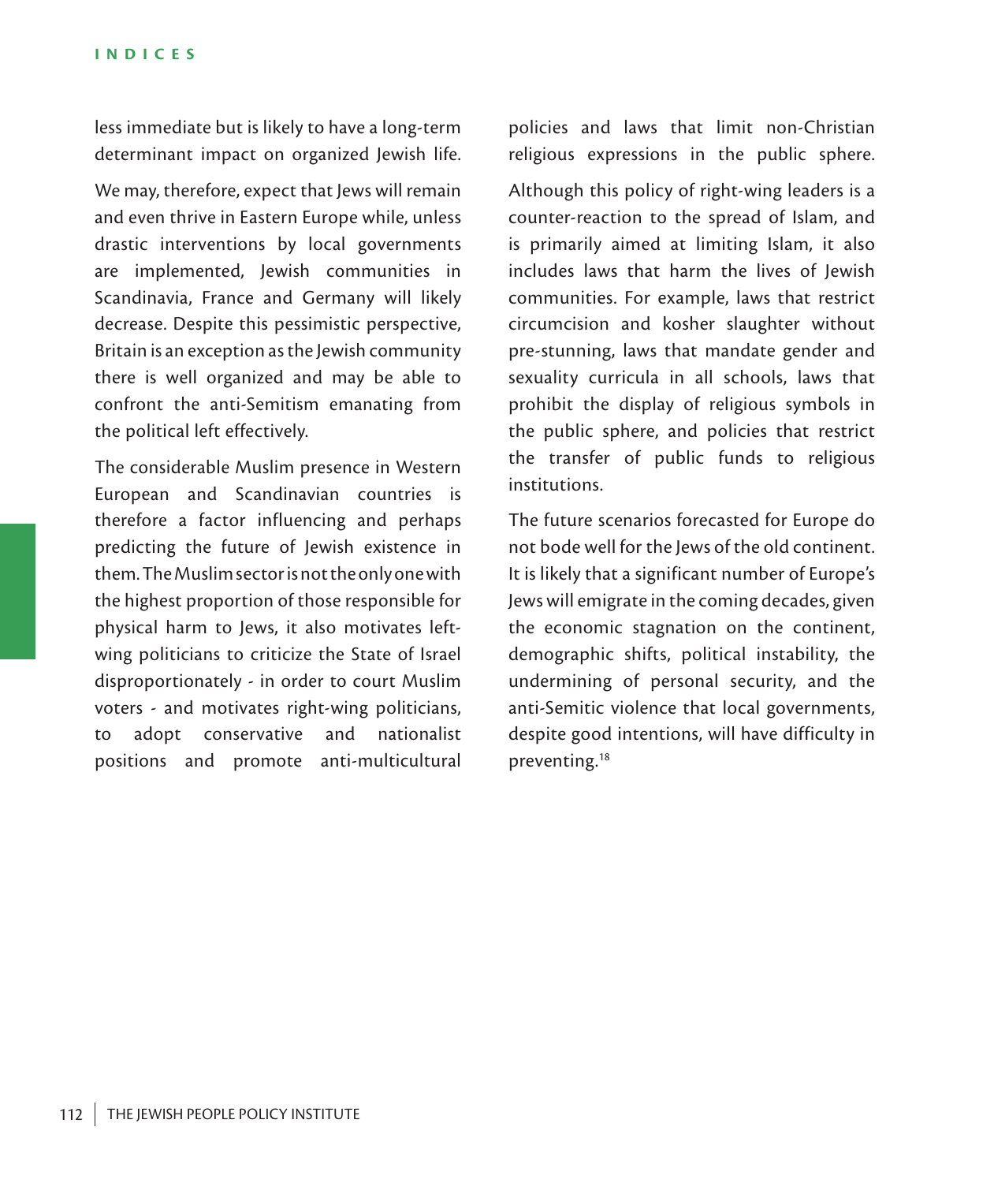less immediate but is likely to have a long-term determinant impact on organized Jewish life.

We may, therefore, expect that Jews will remain and even thrive in Eastern Europe while, unless drastic interventions by local governments are implemented, Jewish communities in Scandinavia, France and Germany will likely decrease. Despite this pessimistic perspective, Britain is an exception as the Jewish community there is well organized and may be able to confront the anti-Semitism emanating from the political left effectively.

The considerable Muslim presence in Western European and Scandinavian countries is therefore a factor influencing and perhaps predicting the future of Jewish existence in them. The Muslim sector is not the only one with the highest proportion of those responsible for physical harm to Jews, it also motivates left-wing politicians to criticize the State of Israel disproportionately - in order to court Muslim voters - and motivates right-wing politicians, to adopt conservative and nationalist positions and promote anti-multicultural policies and laws that limit non-Christian religious expressions in the public sphere.

Although this policy of right-wing leaders is a counter-reaction to the spread of Islam, and is primarily aimed at limiting Islam, it also includes laws that harm the lives of Jewish communities. For example, laws that restrict circumcision and kosher slaughter without pre-stunning, laws that mandate gender and sexuality curricula in all schools, laws that prohibit the display of religious symbols in the public sphere, and policies that restrict the transfer of public funds to religious institutions.

The future scenarios forecasted for Europe do not bode well for the Jews of the old continent. It is likely that a significant number of Europe's Jews will emigrate in the coming decades, given the economic stagnation on the continent, demographic shifts, political instability, the undermining of personal security, and the anti-Semitic violence that local governments, despite good intentions, will have difficulty in preventing.[18]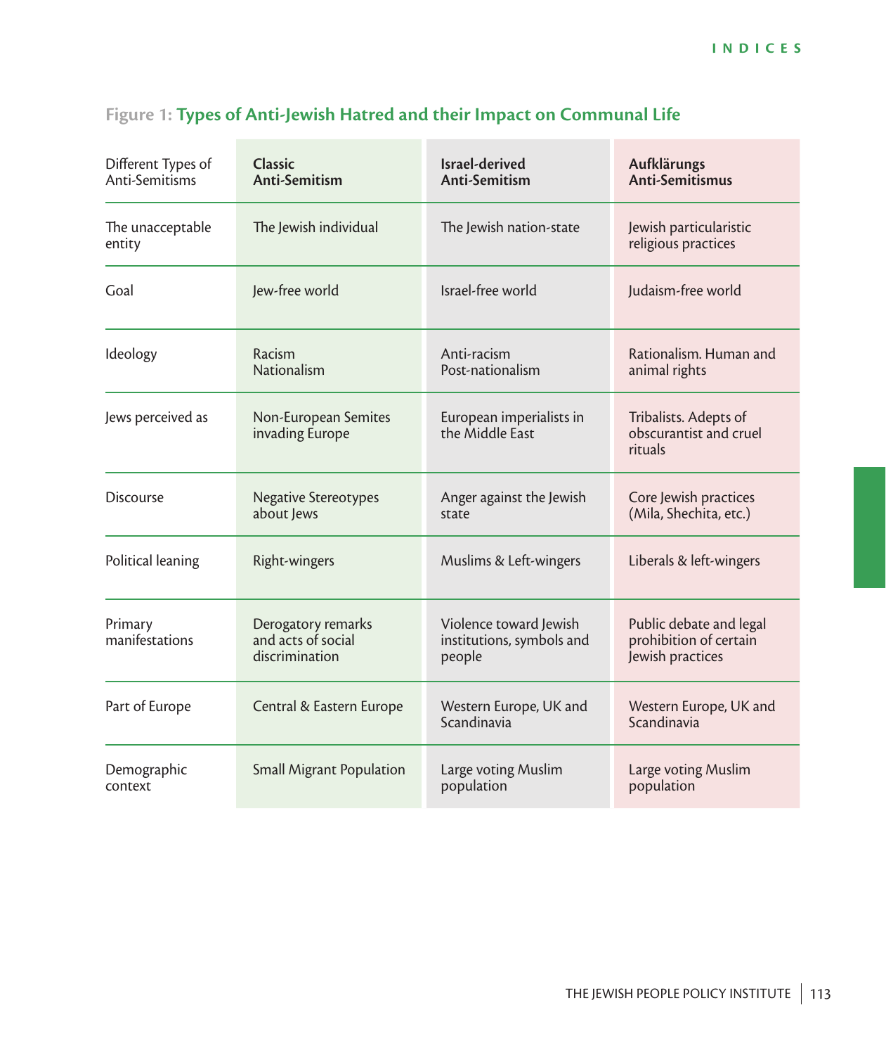**Figure 1: Types of Anti-Jewish Hatred and their Impact on Communal Life**

| Different Types of Anti-Semitisms | **Classic Anti-Semitism** | **Israel-derived Anti-Semitism** | **Aufklärungs Anti-Semitismus** |
|---|---|---|---|
| The unacceptable entity | The Jewish individual | The Jewish nation-state | Jewish particularistic religious practices |
| Goal | Jew-free world | Israel-free world | Judaism-free world |
| Ideology | Racism Nationalism | Anti-racism Post-nationalism | Rationalism. Human and animal rights |
| Jews perceived as | Non-European Semites invading Europe | European imperialists in the Middle East | Tribalists. Adepts of obscurantist and cruel rituals |
| Discourse | Negative Stereotypes about Jews | Anger against the Jewish state | Core Jewish practices (Mila, Shechita, etc.) |
| Political leaning | Right-wingers | Muslims & Left-wingers | Liberals & left-wingers |
| Primary manifestations | Derogatory remarks and acts of social discrimination | Violence toward Jewish institutions, symbols and people | Public debate and legal prohibition of certain Jewish practices |
| Part of Europe | Central & Eastern Europe | Western Europe, UK and Scandinavia | Western Europe, UK and Scandinavia |
| Demographic context | Small Migrant Population | Large voting Muslim population | Large voting Muslim population |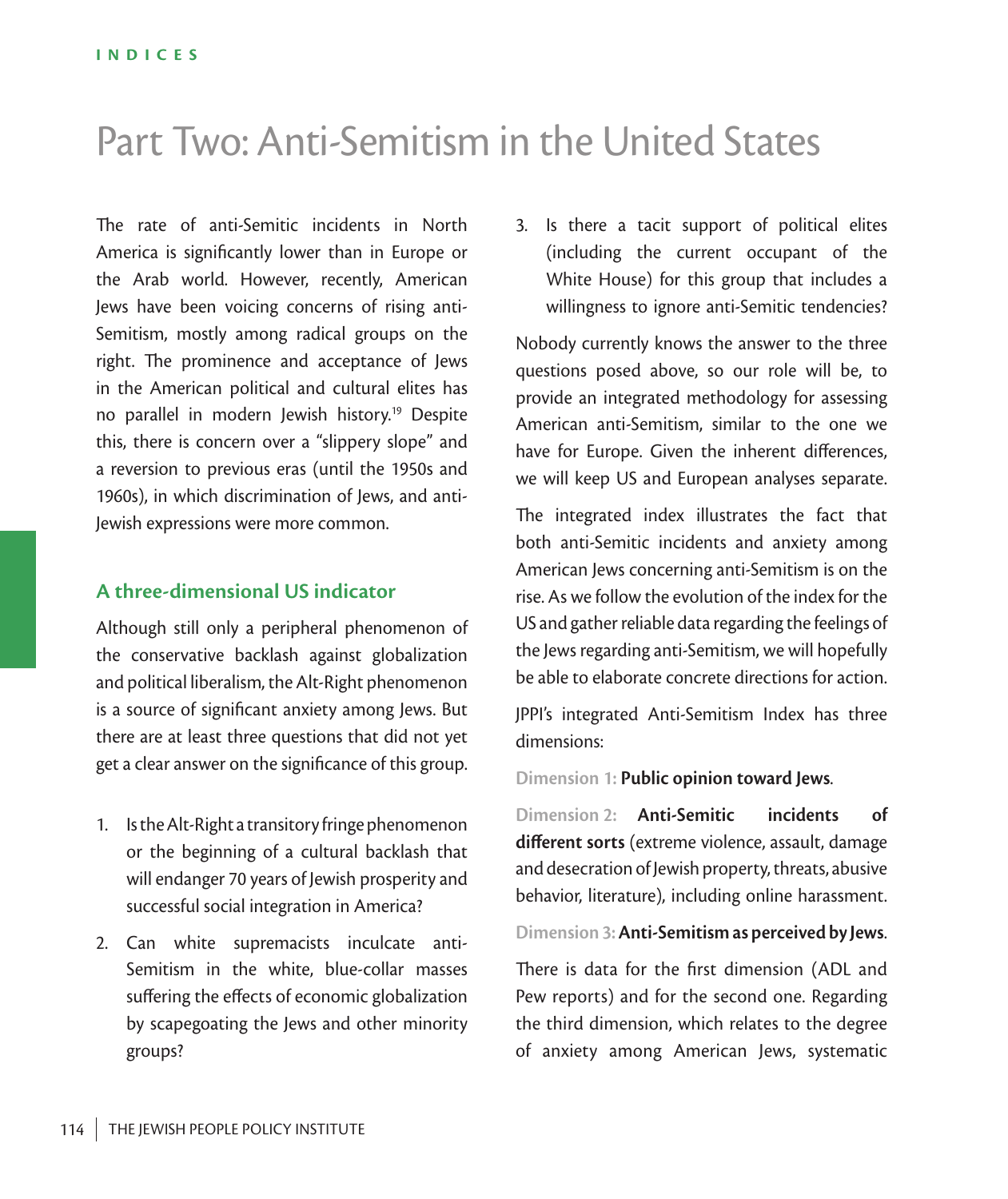# Part Two: Anti-Semitism in the United States

The rate of anti-Semitic incidents in North America is significantly lower than in Europe or the Arab world. However, recently, American Jews have been voicing concerns of rising anti-Semitism, mostly among radical groups on the right. The prominence and acceptance of Jews in the American political and cultural elites has no parallel in modern Jewish history.[19] Despite this, there is concern over a "slippery slope" and a reversion to previous eras (until the 1950s and 1960s), in which discrimination of Jews, and anti-Jewish expressions were more common.

## A three-dimensional US indicator

Although still only a peripheral phenomenon of the conservative backlash against globalization and political liberalism, the Alt-Right phenomenon is a source of significant anxiety among Jews. But there are at least three questions that did not yet get a clear answer on the significance of this group.

1. Is the Alt-Right a transitory fringe phenomenon or the beginning of a cultural backlash that will endanger 70 years of Jewish prosperity and successful social integration in America?
2. Can white supremacists inculcate anti-Semitism in the white, blue-collar masses suffering the effects of economic globalization by scapegoating the Jews and other minority groups?
3. Is there a tacit support of political elites (including the current occupant of the White House) for this group that includes a willingness to ignore anti-Semitic tendencies?

Nobody currently knows the answer to the three questions posed above, so our role will be, to provide an integrated methodology for assessing American anti-Semitism, similar to the one we have for Europe. Given the inherent differences, we will keep US and European analyses separate.

The integrated index illustrates the fact that both anti-Semitic incidents and anxiety among American Jews concerning anti-Semitism is on the rise. As we follow the evolution of the index for the US and gather reliable data regarding the feelings of the Jews regarding anti-Semitism, we will hopefully be able to elaborate concrete directions for action.

JPPI's integrated Anti-Semitism Index has three dimensions:

Dimension 1: **Public opinion toward Jews**.

Dimension 2: **Anti-Semitic incidents of different sorts** (extreme violence, assault, damage and desecration of Jewish property, threats, abusive behavior, literature), including online harassment.

Dimension 3: **Anti-Semitism as perceived by Jews**.

There is data for the first dimension (ADL and Pew reports) and for the second one. Regarding the third dimension, which relates to the degree of anxiety among American Jews, systematic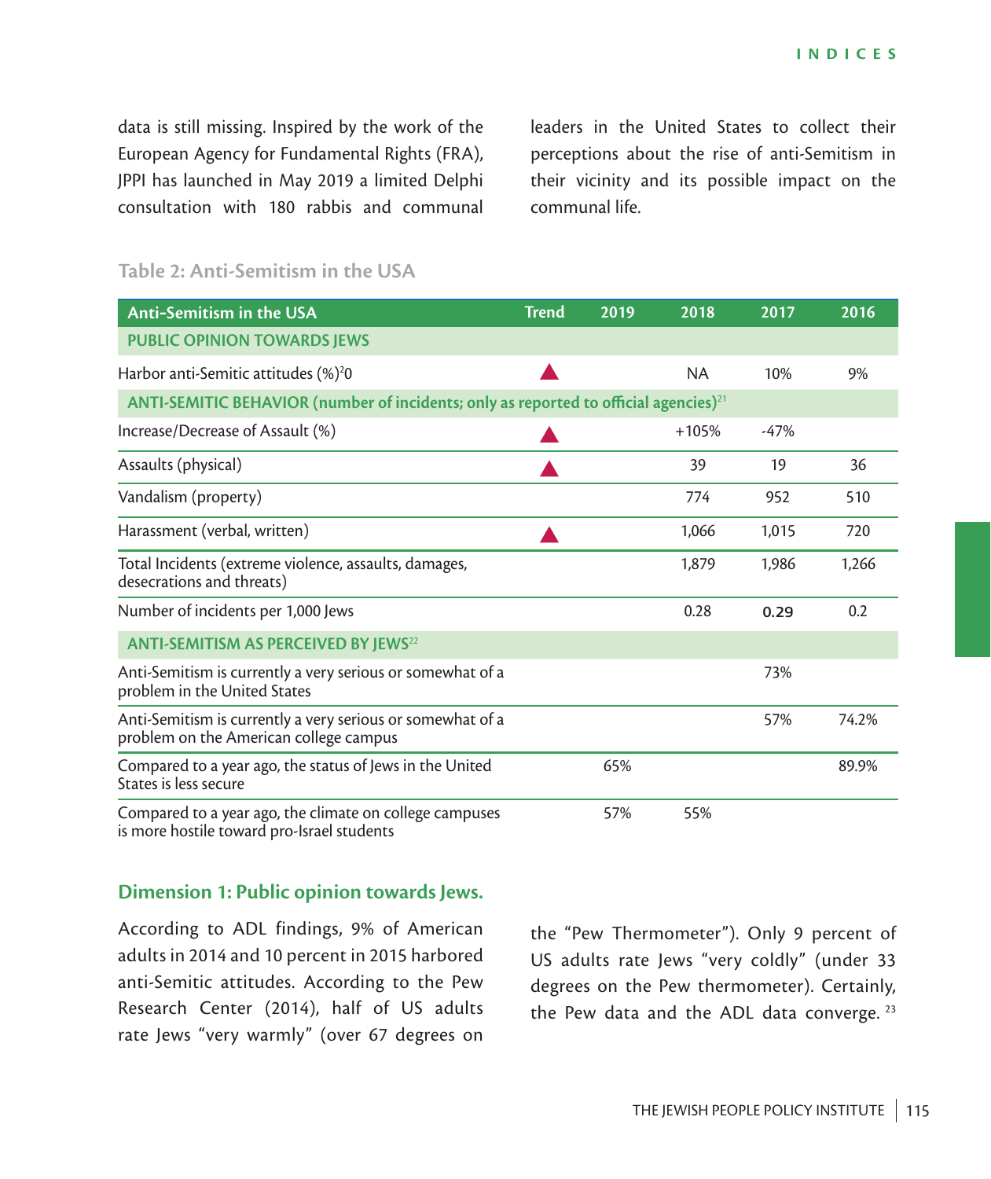data is still missing. Inspired by the work of the European Agency for Fundamental Rights (FRA), JPPI has launched in May 2019 a limited Delphi consultation with 180 rabbis and communal leaders in the United States to collect their perceptions about the rise of anti-Semitism in their vicinity and its possible impact on the communal life.

### Table 2: Anti-Semitism in the USA

| Anti-Semitism in the USA | Trend | 2019 | 2018 | 2017 | 2016 |
|---|---|---|---|---|---|
| **PUBLIC OPINION TOWARDS JEWS** | | | | | |
| Harbor anti-Semitic attitudes (%)[20] | ▲ | | NA | 10% | 9% |
| **ANTI-SEMITIC BEHAVIOR (number of incidents; only as reported to official agencies)**[21] | | | | | |
| Increase/Decrease of Assault (%) | ▲ | | +105% | -47% | |
| Assaults (physical) | ▲ | | 39 | 19 | 36 |
| Vandalism (property) | | | 774 | 952 | 510 |
| Harassment (verbal, written) | ▲ | | 1,066 | 1,015 | 720 |
| Total Incidents (extreme violence, assaults, damages, desecrations and threats) | | | 1,879 | 1,986 | 1,266 |
| Number of incidents per 1,000 Jews | | | 0.28 | 0.29 | 0.2 |
| **ANTI-SEMITISM AS PERCEIVED BY JEWS**[22] | | | | | |
| Anti-Semitism is currently a very serious or somewhat of a problem in the United States | | | | 73% | |
| Anti-Semitism is currently a very serious or somewhat of a problem on the American college campus | | | | 57% | 74.2% |
| Compared to a year ago, the status of Jews in the United States is less secure | | 65% | | | 89.9% |
| Compared to a year ago, the climate on college campuses is more hostile toward pro-Israel students | | 57% | 55% | | |

## Dimension 1: Public opinion towards Jews.

According to ADL findings, 9% of American adults in 2014 and 10 percent in 2015 harbored anti-Semitic attitudes. According to the Pew Research Center (2014), half of US adults rate Jews "very warmly" (over 67 degrees on the "Pew Thermometer"). Only 9 percent of US adults rate Jews "very coldly" (under 33 degrees on the Pew thermometer). Certainly, the Pew data and the ADL data converge. [23]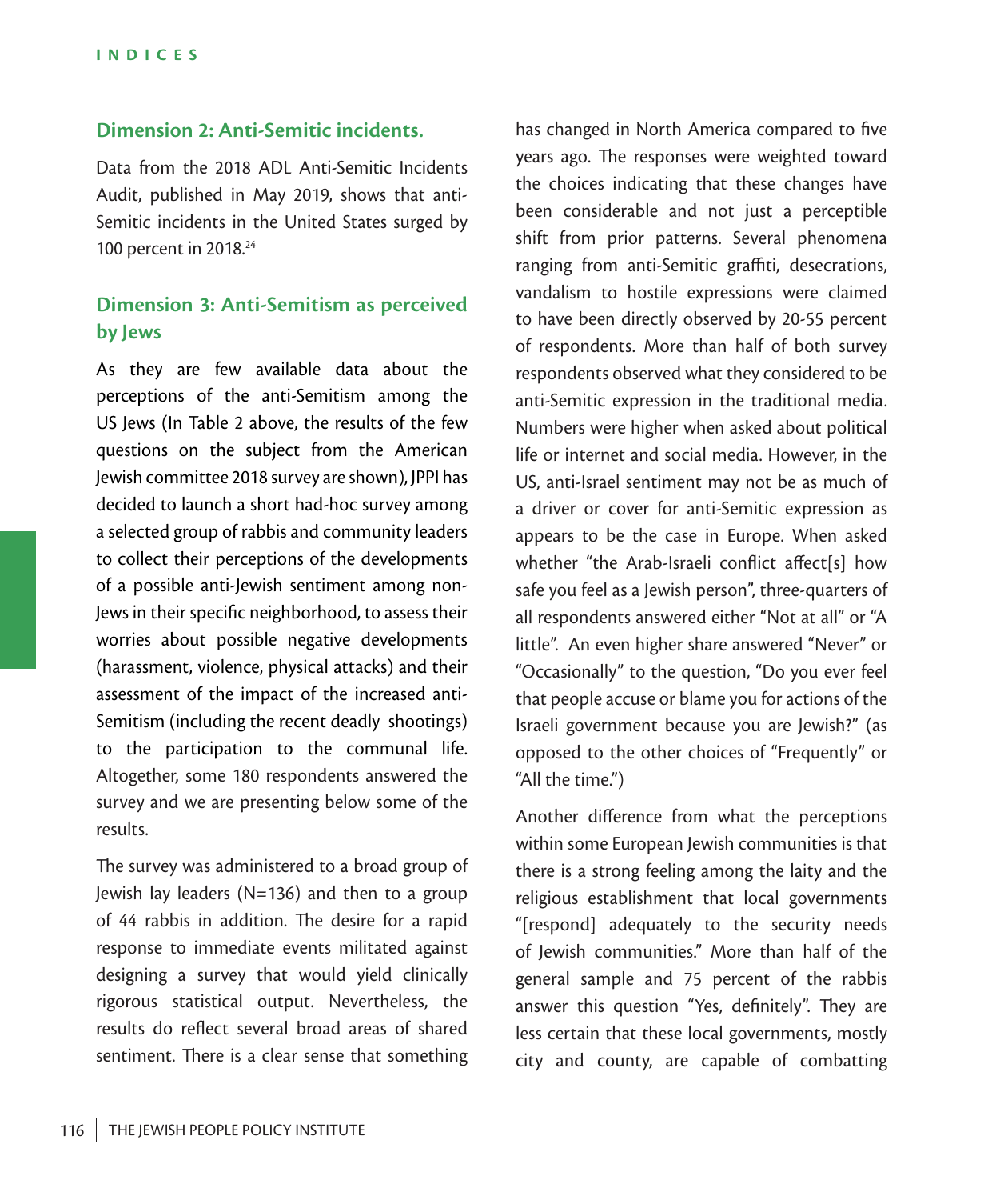### Dimension 2: Anti-Semitic incidents.

Data from the 2018 ADL Anti-Semitic Incidents Audit, published in May 2019, shows that anti-Semitic incidents in the United States surged by 100 percent in 2018.[24]

### Dimension 3: Anti-Semitism as perceived by Jews

As they are few available data about the perceptions of the anti-Semitism among the US Jews (In Table 2 above, the results of the few questions on the subject from the American Jewish committee 2018 survey are shown), JPPI has decided to launch a short had-hoc survey among a selected group of rabbis and community leaders to collect their perceptions of the developments of a possible anti-Jewish sentiment among non-Jews in their specific neighborhood, to assess their worries about possible negative developments (harassment, violence, physical attacks) and their assessment of the impact of the increased anti-Semitism (including the recent deadly shootings) to the participation to the communal life. Altogether, some 180 respondents answered the survey and we are presenting below some of the results.

The survey was administered to a broad group of Jewish lay leaders (N=136) and then to a group of 44 rabbis in addition. The desire for a rapid response to immediate events militated against designing a survey that would yield clinically rigorous statistical output. Nevertheless, the results do reflect several broad areas of shared sentiment. There is a clear sense that something has changed in North America compared to five years ago. The responses were weighted toward the choices indicating that these changes have been considerable and not just a perceptible shift from prior patterns. Several phenomena ranging from anti-Semitic graffiti, desecrations, vandalism to hostile expressions were claimed to have been directly observed by 20-55 percent of respondents. More than half of both survey respondents observed what they considered to be anti-Semitic expression in the traditional media. Numbers were higher when asked about political life or internet and social media. However, in the US, anti-Israel sentiment may not be as much of a driver or cover for anti-Semitic expression as appears to be the case in Europe. When asked whether "the Arab-Israeli conflict affect[s] how safe you feel as a Jewish person", three-quarters of all respondents answered either "Not at all" or "A little". An even higher share answered "Never" or "Occasionally" to the question, "Do you ever feel that people accuse or blame you for actions of the Israeli government because you are Jewish?" (as opposed to the other choices of "Frequently" or "All the time.")

Another difference from what the perceptions within some European Jewish communities is that there is a strong feeling among the laity and the religious establishment that local governments "[respond] adequately to the security needs of Jewish communities." More than half of the general sample and 75 percent of the rabbis answer this question "Yes, definitely". They are less certain that these local governments, mostly city and county, are capable of combatting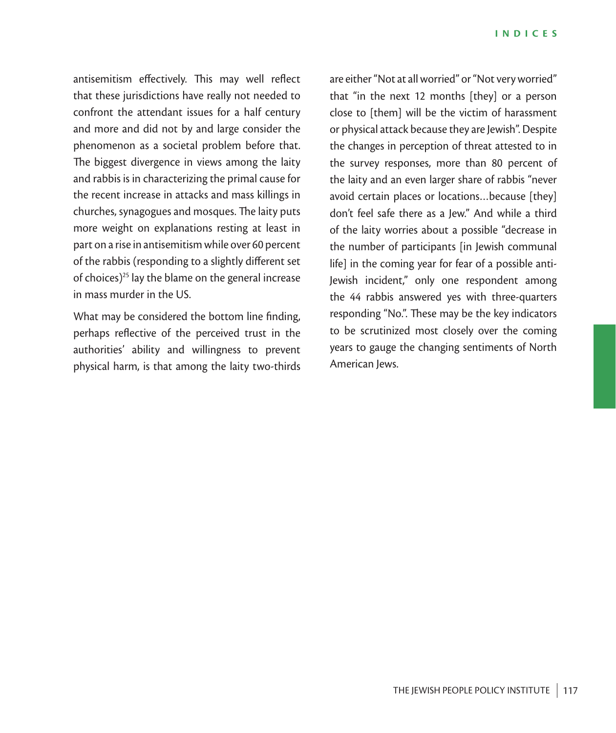antisemitism effectively. This may well reflect that these jurisdictions have really not needed to confront the attendant issues for a half century and more and did not by and large consider the phenomenon as a societal problem before that. The biggest divergence in views among the laity and rabbis is in characterizing the primal cause for the recent increase in attacks and mass killings in churches, synagogues and mosques. The laity puts more weight on explanations resting at least in part on a rise in antisemitism while over 60 percent of the rabbis (responding to a slightly different set of choices)[25] lay the blame on the general increase in mass murder in the US.

What may be considered the bottom line finding, perhaps reflective of the perceived trust in the authorities' ability and willingness to prevent physical harm, is that among the laity two-thirds are either "Not at all worried" or "Not very worried" that "in the next 12 months [they] or a person close to [them] will be the victim of harassment or physical attack because they are Jewish". Despite the changes in perception of threat attested to in the survey responses, more than 80 percent of the laity and an even larger share of rabbis "never avoid certain places or locations…because [they] don't feel safe there as a Jew." And while a third of the laity worries about a possible "decrease in the number of participants [in Jewish communal life] in the coming year for fear of a possible anti-Jewish incident," only one respondent among the 44 rabbis answered yes with three-quarters responding "No.". These may be the key indicators to be scrutinized most closely over the coming years to gauge the changing sentiments of North American Jews.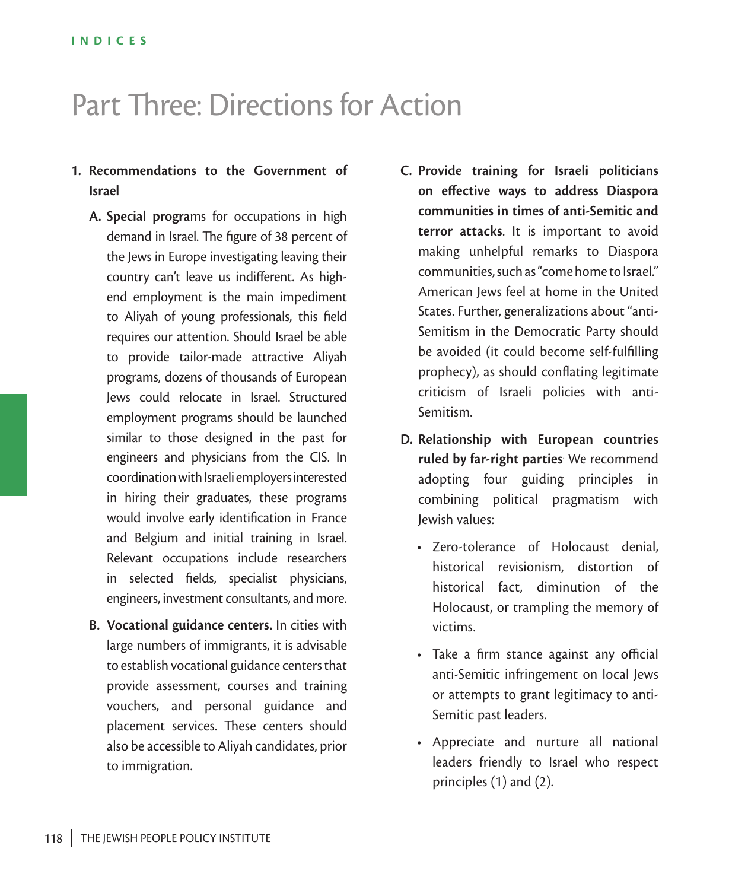# Part Three: Directions for Action

1. **Recommendations to the Government of Israel**

   A. **Special progra**ms for occupations in high demand in Israel. The figure of 38 percent of the Jews in Europe investigating leaving their country can't leave us indifferent. As high-end employment is the main impediment to Aliyah of young professionals, this field requires our attention. Should Israel be able to provide tailor-made attractive Aliyah programs, dozens of thousands of European Jews could relocate in Israel. Structured employment programs should be launched similar to those designed in the past for engineers and physicians from the CIS. In coordination with Israeli employers interested in hiring their graduates, these programs would involve early identification in France and Belgium and initial training in Israel. Relevant occupations include researchers in selected fields, specialist physicians, engineers, investment consultants, and more.

   B. **Vocational guidance centers.** In cities with large numbers of immigrants, it is advisable to establish vocational guidance centers that provide assessment, courses and training vouchers, and personal guidance and placement services. These centers should also be accessible to Aliyah candidates, prior to immigration.

   C. **Provide training for Israeli politicians on effective ways to address Diaspora communities in times of anti-Semitic and terror attacks**. It is important to avoid making unhelpful remarks to Diaspora communities, such as "come home to Israel." American Jews feel at home in the United States. Further, generalizations about "anti-Semitism in the Democratic Party should be avoided (it could become self-fulfilling prophecy), as should conflating legitimate criticism of Israeli policies with anti-Semitism.

   D. **Relationship with European countries ruled by far-right parties**. We recommend adopting four guiding principles in combining political pragmatism with Jewish values:

      - Zero-tolerance of Holocaust denial, historical revisionism, distortion of historical fact, diminution of the Holocaust, or trampling the memory of victims.
      - Take a firm stance against any official anti-Semitic infringement on local Jews or attempts to grant legitimacy to anti-Semitic past leaders.
      - Appreciate and nurture all national leaders friendly to Israel who respect principles (1) and (2).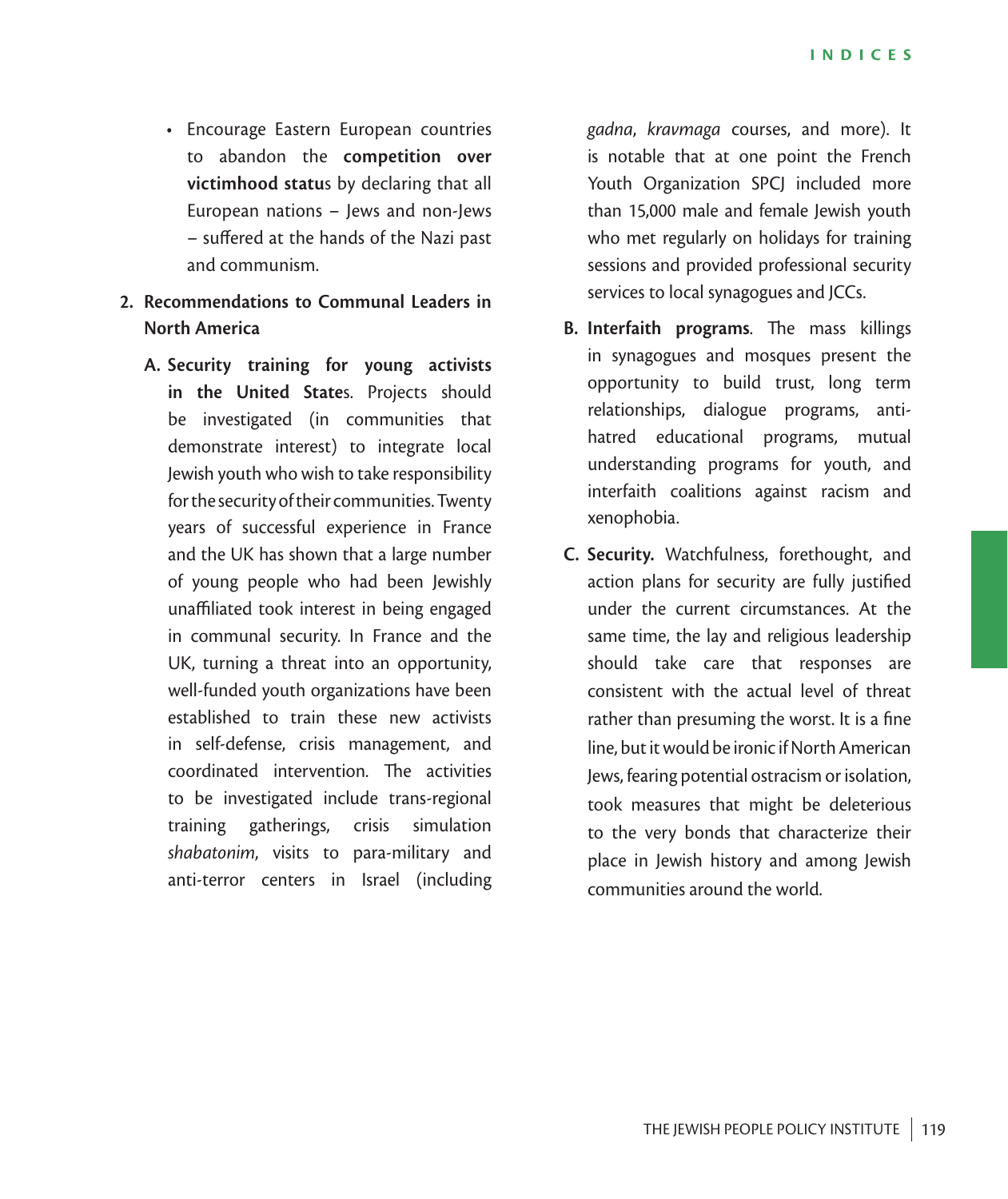- Encourage Eastern European countries to abandon the **competition over victimhood statu**s by declaring that all European nations – Jews and non-Jews – suffered at the hands of the Nazi past and communism.

2. **Recommendations to Communal Leaders in North America**

   A. **Security training for young activists in the United State**s. Projects should be investigated (in communities that demonstrate interest) to integrate local Jewish youth who wish to take responsibility for the security of their communities. Twenty years of successful experience in France and the UK has shown that a large number of young people who had been Jewishly unaffiliated took interest in being engaged in communal security. In France and the UK, turning a threat into an opportunity, well-funded youth organizations have been established to train these new activists in self-defense, crisis management, and coordinated intervention. The activities to be investigated include trans-regional training gatherings, crisis simulation *shabatonim*, visits to para-military and anti-terror centers in Israel (including *gadna*, *kravmaga* courses, and more). It is notable that at one point the French Youth Organization SPCJ included more than 15,000 male and female Jewish youth who met regularly on holidays for training sessions and provided professional security services to local synagogues and JCCs.

   B. **Interfaith programs**. The mass killings in synagogues and mosques present the opportunity to build trust, long term relationships, dialogue programs, anti-hatred educational programs, mutual understanding programs for youth, and interfaith coalitions against racism and xenophobia.

   C. **Security.** Watchfulness, forethought, and action plans for security are fully justified under the current circumstances. At the same time, the lay and religious leadership should take care that responses are consistent with the actual level of threat rather than presuming the worst. It is a fine line, but it would be ironic if North American Jews, fearing potential ostracism or isolation, took measures that might be deleterious to the very bonds that characterize their place in Jewish history and among Jewish communities around the world.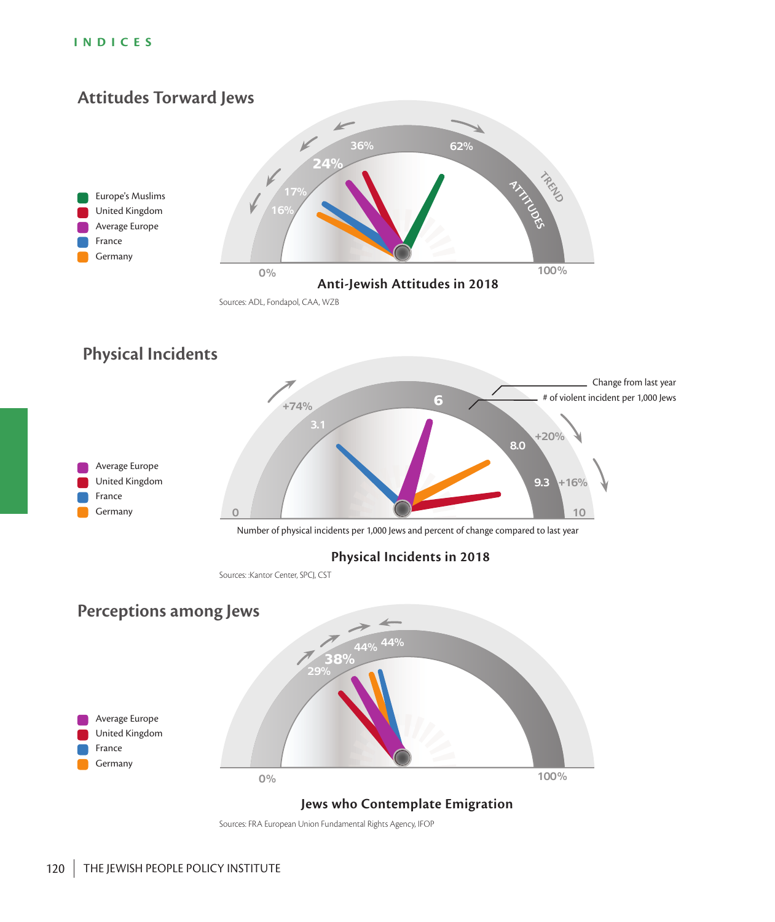# INDICES

## Attitudes Torward Jews

- Europe's Muslims
- United Kingdom
- Average Europe
- France
- Germany

0% | 16% | 17% | 24% | 36% | 62% | 100%

TREND

ATTITUDES

**Anti-Jewish Attitudes in 2018**

Sources: ADL, Fondapol, CAA, WZB

## Physical Incidents

- Average Europe
- United Kingdom
- France
- Germany

0 | +74% | 3.1 | 6 | 8.0 | +20% | 9.3 | +16% | 10

Change from last year

# of violent incident per 1,000 Jews

Number of physical incidents per 1,000 Jews and percent of change compared to last year

**Physical Incidents in 2018**

Sources: :Kantor Center, SPCJ, CST

## Perceptions among Jews

- Average Europe
- United Kingdom
- France
- Germany

0% | 29% | 38% | 44% | 44% | 100%

**Jews who Contemplate Emigration**

Sources: FRA European Union Fundamental Rights Agency, IFOP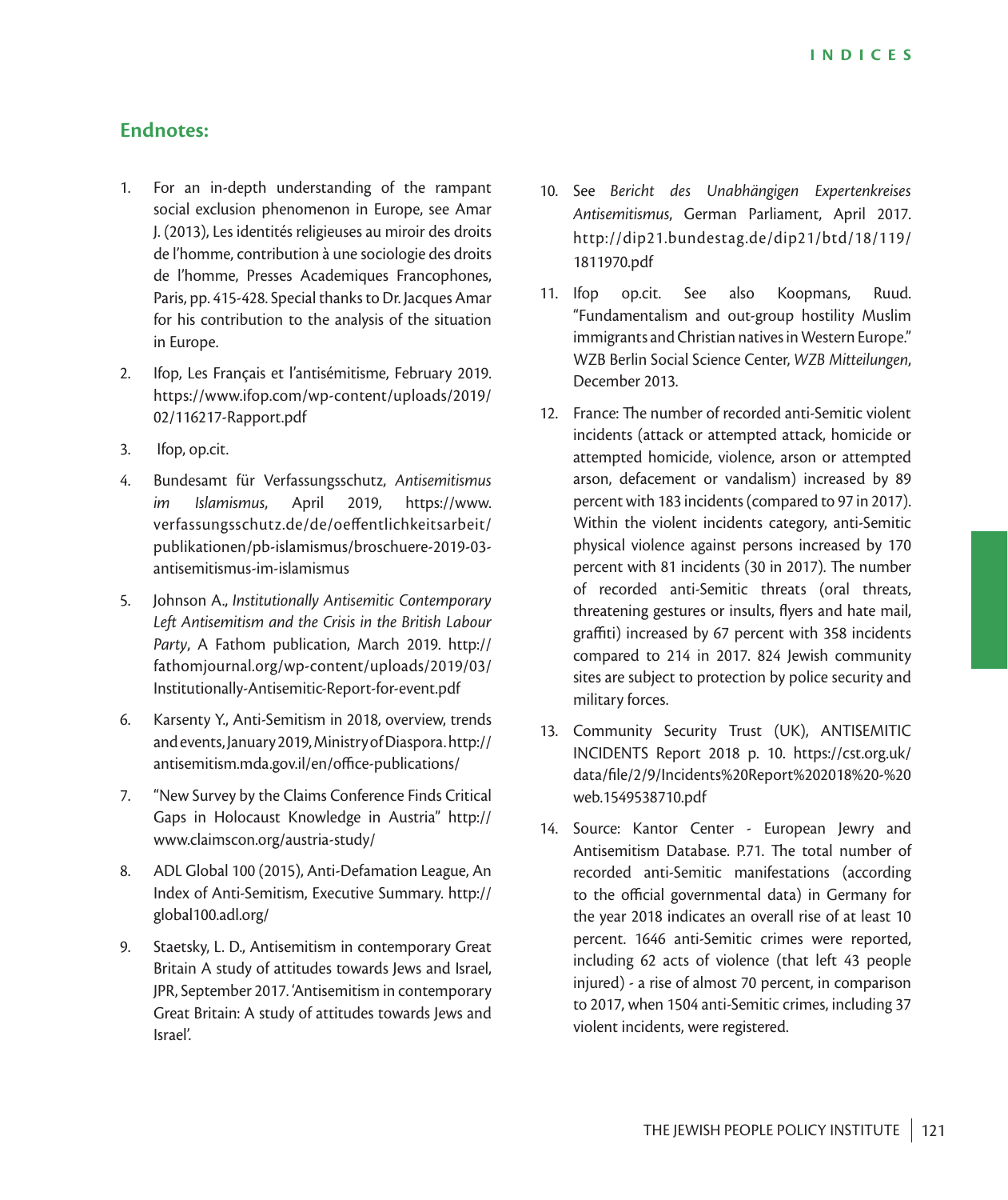## Endnotes:

1. For an in-depth understanding of the rampant social exclusion phenomenon in Europe, see Amar J. (2013), Les identités religieuses au miroir des droits de l'homme, contribution à une sociologie des droits de l'homme, Presses Academiques Francophones, Paris, pp. 415-428. Special thanks to Dr. Jacques Amar for his contribution to the analysis of the situation in Europe.
2. Ifop, Les Français et l'antisémitisme, February 2019. https://www.ifop.com/wp-content/uploads/2019/02/116217-Rapport.pdf
3. Ifop, op.cit.
4. Bundesamt für Verfassungsschutz, *Antisemitismus im Islamismus*, April 2019, https://www.verfassungsschutz.de/de/oeffentlichkeitsarbeit/publikationen/pb-islamismus/broschuere-2019-03-antisemitismus-im-islamismus
5. Johnson A., *Institutionally Antisemitic Contemporary Left Antisemitism and the Crisis in the British Labour Party*, A Fathom publication, March 2019. http://fathomjournal.org/wp-content/uploads/2019/03/Institutionally-Antisemitic-Report-for-event.pdf
6. Karsenty Y., Anti-Semitism in 2018, overview, trends and events, January 2019, Ministry of Diaspora. http://antisemitism.mda.gov.il/en/office-publications/
7. "New Survey by the Claims Conference Finds Critical Gaps in Holocaust Knowledge in Austria" http://www.claimscon.org/austria-study/
8. ADL Global 100 (2015), Anti-Defamation League, An Index of Anti-Semitism, Executive Summary. http://global100.adl.org/
9. Staetsky, L. D., Antisemitism in contemporary Great Britain A study of attitudes towards Jews and Israel, JPR, September 2017. 'Antisemitism in contemporary Great Britain: A study of attitudes towards Jews and Israel'.
10. See *Bericht des Unabhängigen Expertenkreises Antisemitismus*, German Parliament, April 2017. http://dip21.bundestag.de/dip21/btd/18/119/1811970.pdf
11. Ifop op.cit. See also Koopmans, Ruud. "Fundamentalism and out-group hostility Muslim immigrants and Christian natives in Western Europe." WZB Berlin Social Science Center, *WZB Mitteilungen*, December 2013.
12. France: The number of recorded anti-Semitic violent incidents (attack or attempted attack, homicide or attempted homicide, violence, arson or attempted arson, defacement or vandalism) increased by 89 percent with 183 incidents (compared to 97 in 2017). Within the violent incidents category, anti-Semitic physical violence against persons increased by 170 percent with 81 incidents (30 in 2017). The number of recorded anti-Semitic threats (oral threats, threatening gestures or insults, flyers and hate mail, graffiti) increased by 67 percent with 358 incidents compared to 214 in 2017. 824 Jewish community sites are subject to protection by police security and military forces.
13. Community Security Trust (UK), ANTISEMITIC INCIDENTS Report 2018 p. 10. https://cst.org.uk/data/file/2/9/Incidents%20Report%202018%20-%20web.1549538710.pdf
14. Source: Kantor Center - European Jewry and Antisemitism Database. P.71. The total number of recorded anti-Semitic manifestations (according to the official governmental data) in Germany for the year 2018 indicates an overall rise of at least 10 percent. 1646 anti-Semitic crimes were reported, including 62 acts of violence (that left 43 people injured) - a rise of almost 70 percent, in comparison to 2017, when 1504 anti-Semitic crimes, including 37 violent incidents, were registered.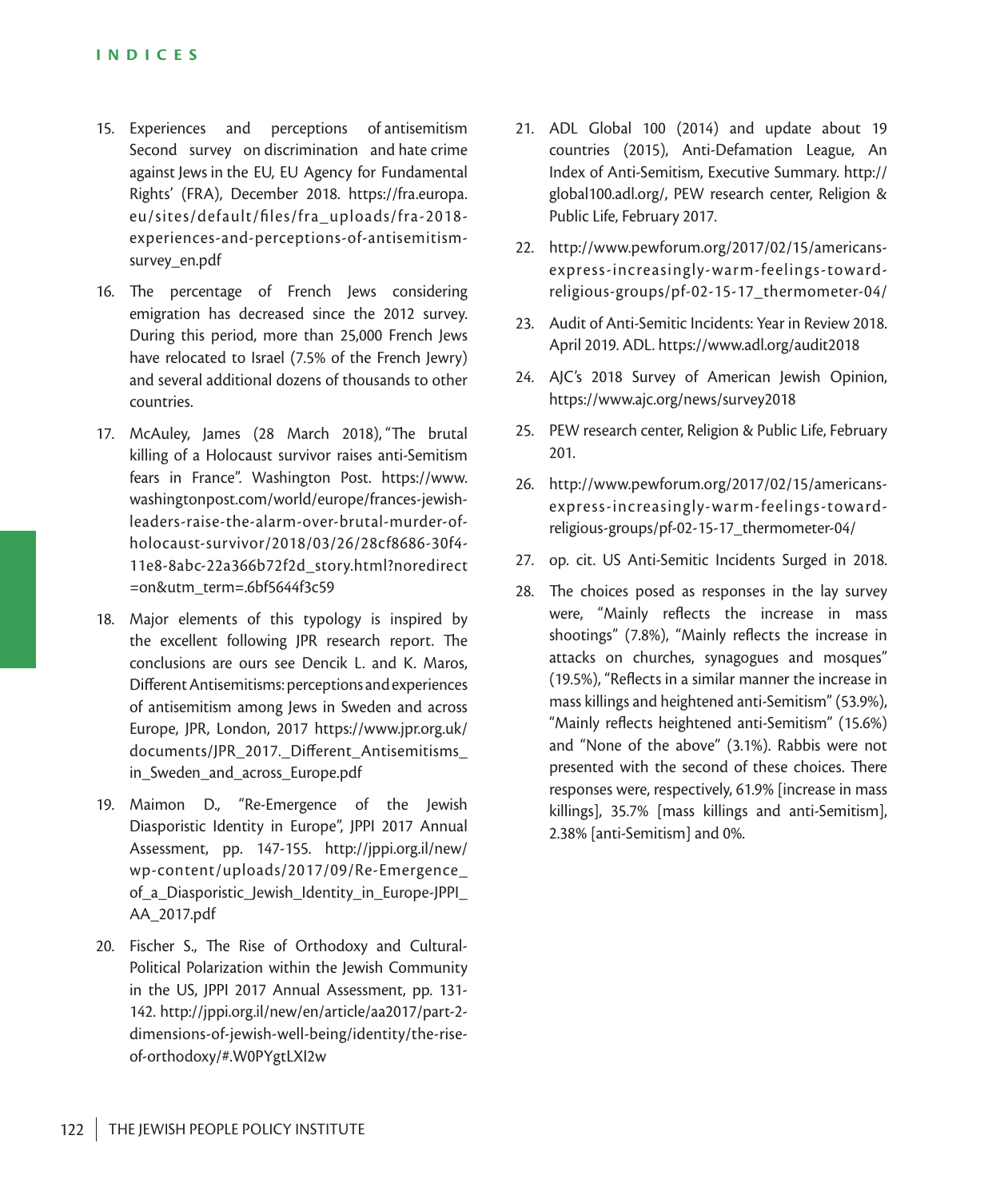15. Experiences and perceptions of antisemitism Second survey on discrimination and hate crime against Jews in the EU, EU Agency for Fundamental Rights' (FRA), December 2018. https://fra.europa.eu/sites/default/files/fra_uploads/fra-2018-experiences-and-perceptions-of-antisemitism-survey_en.pdf

16. The percentage of French Jews considering emigration has decreased since the 2012 survey. During this period, more than 25,000 French Jews have relocated to Israel (7.5% of the French Jewry) and several additional dozens of thousands to other countries.

17. McAuley, James (28 March 2018), "The brutal killing of a Holocaust survivor raises anti-Semitism fears in France". Washington Post. https://www.washingtonpost.com/world/europe/frances-jewish-leaders-raise-the-alarm-over-brutal-murder-of-holocaust-survivor/2018/03/26/28cf8686-30f4-11e8-8abc-22a366b72f2d_story.html?noredirect=on&utm_term=.6bf5644f3c59

18. Major elements of this typology is inspired by the excellent following JPR research report. The conclusions are ours see Dencik L. and K. Maros, Different Antisemitisms: perceptions and experiences of antisemitism among Jews in Sweden and across Europe, JPR, London, 2017 https://www.jpr.org.uk/documents/JPR_2017._Different_Antisemitisms_in_Sweden_and_across_Europe.pdf

19. Maimon D., "Re-Emergence of the Jewish Diasporistic Identity in Europe", JPPI 2017 Annual Assessment, pp. 147-155. http://jppi.org.il/new/wp-content/uploads/2017/09/Re-Emergence_of_a_Diasporistic_Jewish_Identity_in_Europe-JPPI_AA_2017.pdf

20. Fischer S., The Rise of Orthodoxy and Cultural-Political Polarization within the Jewish Community in the US, JPPI 2017 Annual Assessment, pp. 131-142. http://jppi.org.il/new/en/article/aa2017/part-2-dimensions-of-jewish-well-being/identity/the-rise-of-orthodoxy/#.W0PYgtLXI2w

21. ADL Global 100 (2014) and update about 19 countries (2015), Anti-Defamation League, An Index of Anti-Semitism, Executive Summary. http://global100.adl.org/, PEW research center, Religion & Public Life, February 2017.

22. http://www.pewforum.org/2017/02/15/americans-express-increasingly-warm-feelings-toward-religious-groups/pf-02-15-17_thermometer-04/

23. Audit of Anti-Semitic Incidents: Year in Review 2018. April 2019. ADL. https://www.adl.org/audit2018

24. AJC's 2018 Survey of American Jewish Opinion, https://www.ajc.org/news/survey2018

25. PEW research center, Religion & Public Life, February 201.

26. http://www.pewforum.org/2017/02/15/americans-express-increasingly-warm-feelings-toward-religious-groups/pf-02-15-17_thermometer-04/

27. op. cit. US Anti-Semitic Incidents Surged in 2018.

28. The choices posed as responses in the lay survey were, "Mainly reflects the increase in mass shootings" (7.8%), "Mainly reflects the increase in attacks on churches, synagogues and mosques" (19.5%), "Reflects in a similar manner the increase in mass killings and heightened anti-Semitism" (53.9%), "Mainly reflects heightened anti-Semitism" (15.6%) and "None of the above" (3.1%). Rabbis were not presented with the second of these choices. There responses were, respectively, 61.9% [increase in mass killings], 35.7% [mass killings and anti-Semitism], 2.38% [anti-Semitism] and 0%.